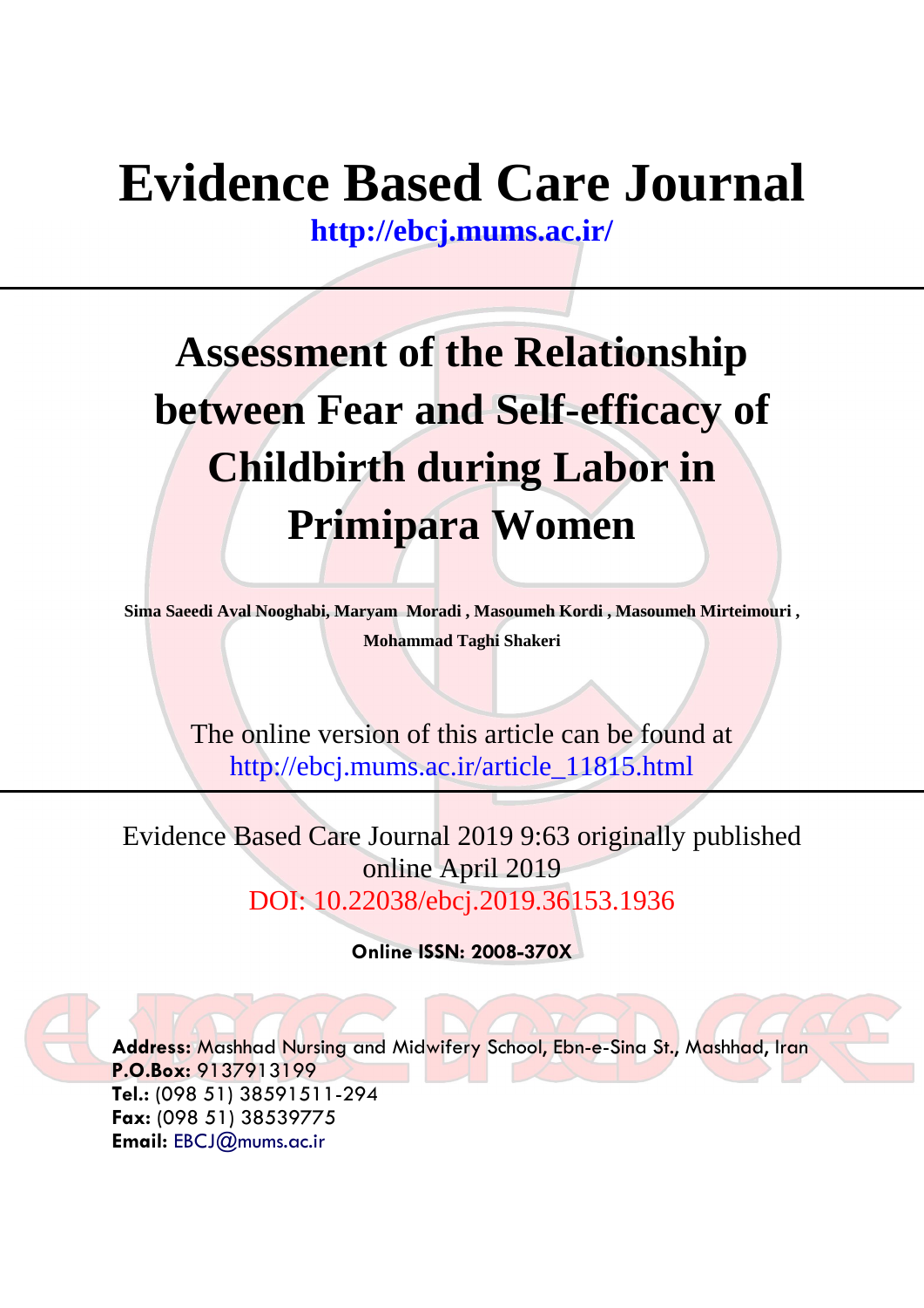# Evidence Based Care Journal

http://ebcj.mums.ac.ir/

## Assessment of the Relationship between Fear and Self-efficacy of Childbirth during Labor in Primipara Women

**Sima Saeedi Aval Nooghabi, Maryam Moradi , Masoumeh Kordi , Masoumeh Mirteimouri , Mohammad Taghi Shakeri**

The online version of this article can be found at
http://ebcj.mums.ac.ir/article_11815.html

Evidence Based Care Journal 2019 9:63 originally published online April 2019
DOI: 10.22038/ebcj.2019.36153.1936

**Online ISSN: 2008-370X**

**Address:** Mashhad Nursing and Midwifery School, Ebn-e-Sina St., Mashhad, Iran
**P.O.Box:** 9137913199
**Tel.:** (098 51) 38591511-294
**Fax:** (098 51) 38539775
**Email:** EBCJ@mums.ac.ir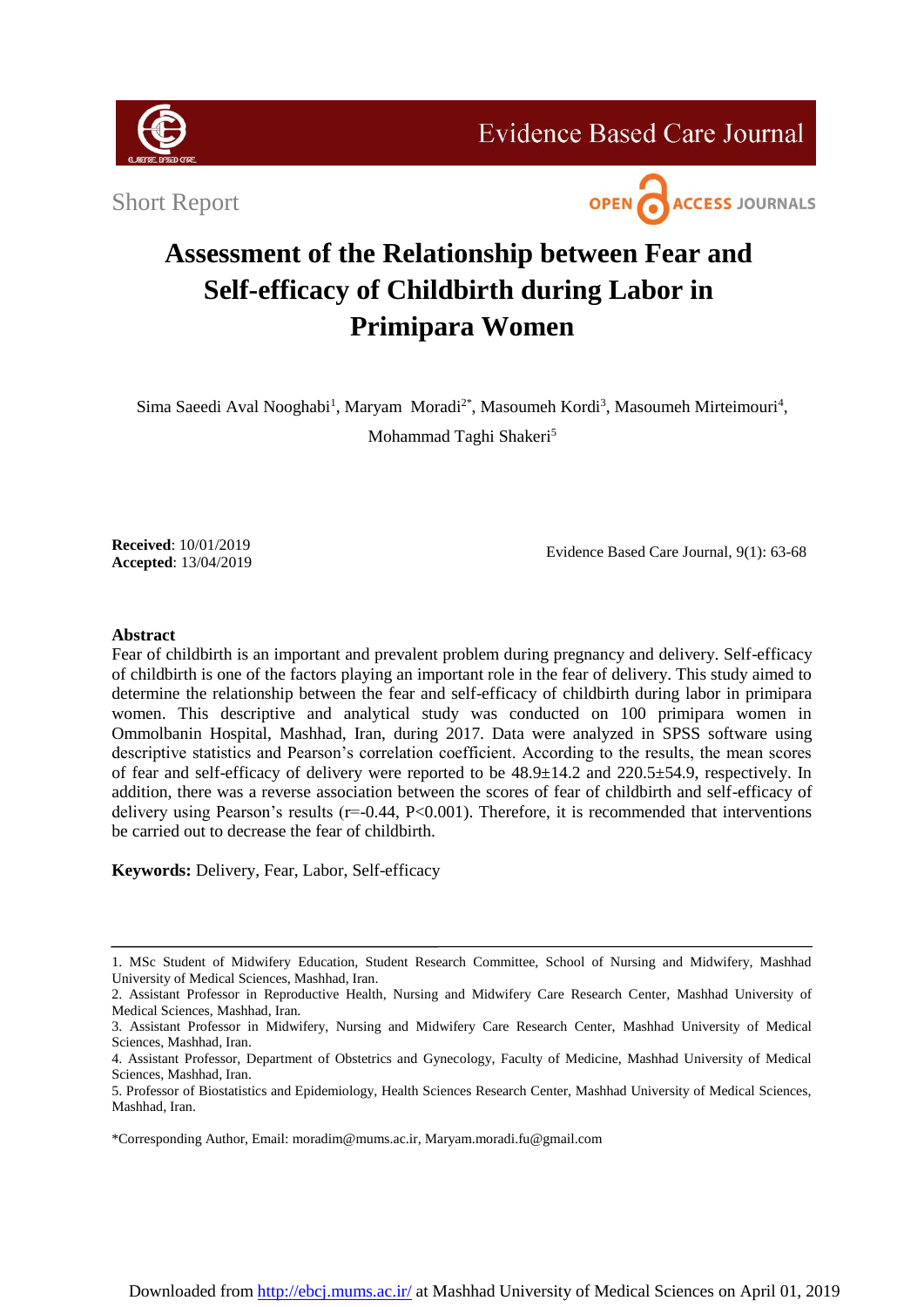Short Report

# Assessment of the Relationship between Fear and Self-efficacy of Childbirth during Labor in Primipara Women

Sima Saeedi Aval Nooghabi[1], Maryam Moradi[2*], Masoumeh Kordi[3], Masoumeh Mirteimouri[4], Mohammad Taghi Shakeri[5]

**Received**: 10/01/2019
**Accepted**: 13/04/2019

## Abstract

Fear of childbirth is an important and prevalent problem during pregnancy and delivery. Self-efficacy of childbirth is one of the factors playing an important role in the fear of delivery. This study aimed to determine the relationship between the fear and self-efficacy of childbirth during labor in primipara women. This descriptive and analytical study was conducted on 100 primipara women in Ommolbanin Hospital, Mashhad, Iran, during 2017. Data were analyzed in SPSS software using descriptive statistics and Pearson's correlation coefficient. According to the results, the mean scores of fear and self-efficacy of delivery were reported to be 48.9±14.2 and 220.5±54.9, respectively. In addition, there was a reverse association between the scores of fear of childbirth and self-efficacy of delivery using Pearson's results ($r=-0.44$, $P<0.001$). Therefore, it is recommended that interventions be carried out to decrease the fear of childbirth.

**Keywords:** Delivery, Fear, Labor, Self-efficacy

---

1. MSc Student of Midwifery Education, Student Research Committee, School of Nursing and Midwifery, Mashhad University of Medical Sciences, Mashhad, Iran.
2. Assistant Professor in Reproductive Health, Nursing and Midwifery Care Research Center, Mashhad University of Medical Sciences, Mashhad, Iran.
3. Assistant Professor in Midwifery, Nursing and Midwifery Care Research Center, Mashhad University of Medical Sciences, Mashhad, Iran.
4. Assistant Professor, Department of Obstetrics and Gynecology, Faculty of Medicine, Mashhad University of Medical Sciences, Mashhad, Iran.
5. Professor of Biostatistics and Epidemiology, Health Sciences Research Center, Mashhad University of Medical Sciences, Mashhad, Iran.

*Corresponding Author, Email: moradim@mums.ac.ir, Maryam.moradi.fu@gmail.com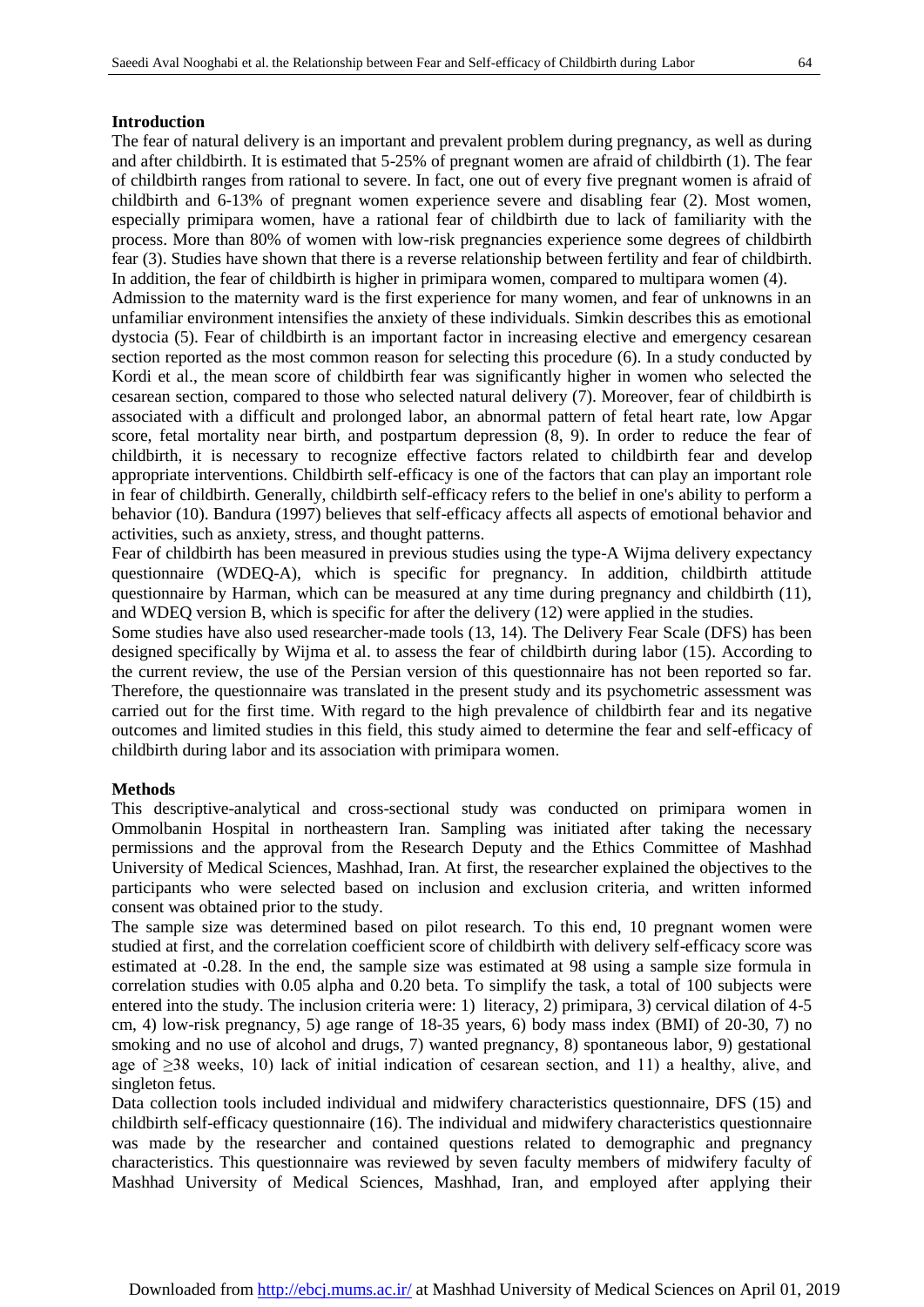### Introduction

The fear of natural delivery is an important and prevalent problem during pregnancy, as well as during and after childbirth. It is estimated that 5-25% of pregnant women are afraid of childbirth (1). The fear of childbirth ranges from rational to severe. In fact, one out of every five pregnant women is afraid of childbirth and 6-13% of pregnant women experience severe and disabling fear (2). Most women, especially primipara women, have a rational fear of childbirth due to lack of familiarity with the process. More than 80% of women with low-risk pregnancies experience some degrees of childbirth fear (3). Studies have shown that there is a reverse relationship between fertility and fear of childbirth. In addition, the fear of childbirth is higher in primipara women, compared to multipara women (4).

Admission to the maternity ward is the first experience for many women, and fear of unknowns in an unfamiliar environment intensifies the anxiety of these individuals. Simkin describes this as emotional dystocia (5). Fear of childbirth is an important factor in increasing elective and emergency cesarean section reported as the most common reason for selecting this procedure (6). In a study conducted by Kordi et al., the mean score of childbirth fear was significantly higher in women who selected the cesarean section, compared to those who selected natural delivery (7). Moreover, fear of childbirth is associated with a difficult and prolonged labor, an abnormal pattern of fetal heart rate, low Apgar score, fetal mortality near birth, and postpartum depression (8, 9). In order to reduce the fear of childbirth, it is necessary to recognize effective factors related to childbirth fear and develop appropriate interventions. Childbirth self-efficacy is one of the factors that can play an important role in fear of childbirth. Generally, childbirth self-efficacy refers to the belief in one's ability to perform a behavior (10). Bandura (1997) believes that self-efficacy affects all aspects of emotional behavior and activities, such as anxiety, stress, and thought patterns.

Fear of childbirth has been measured in previous studies using the type-A Wijma delivery expectancy questionnaire (WDEQ-A), which is specific for pregnancy. In addition, childbirth attitude questionnaire by Harman, which can be measured at any time during pregnancy and childbirth (11), and WDEQ version B, which is specific for after the delivery (12) were applied in the studies.

Some studies have also used researcher-made tools (13, 14). The Delivery Fear Scale (DFS) has been designed specifically by Wijma et al. to assess the fear of childbirth during labor (15). According to the current review, the use of the Persian version of this questionnaire has not been reported so far. Therefore, the questionnaire was translated in the present study and its psychometric assessment was carried out for the first time. With regard to the high prevalence of childbirth fear and its negative outcomes and limited studies in this field, this study aimed to determine the fear and self-efficacy of childbirth during labor and its association with primipara women.

### Methods

This descriptive-analytical and cross-sectional study was conducted on primipara women in Ommolbanin Hospital in northeastern Iran. Sampling was initiated after taking the necessary permissions and the approval from the Research Deputy and the Ethics Committee of Mashhad University of Medical Sciences, Mashhad, Iran. At first, the researcher explained the objectives to the participants who were selected based on inclusion and exclusion criteria, and written informed consent was obtained prior to the study.

The sample size was determined based on pilot research. To this end, 10 pregnant women were studied at first, and the correlation coefficient score of childbirth with delivery self-efficacy score was estimated at -0.28. In the end, the sample size was estimated at 98 using a sample size formula in correlation studies with 0.05 alpha and 0.20 beta. To simplify the task, a total of 100 subjects were entered into the study. The inclusion criteria were: 1) literacy, 2) primipara, 3) cervical dilation of 4-5 cm, 4) low-risk pregnancy, 5) age range of 18-35 years, 6) body mass index (BMI) of 20-30, 7) no smoking and no use of alcohol and drugs, 7) wanted pregnancy, 8) spontaneous labor, 9) gestational age of ≥38 weeks, 10) lack of initial indication of cesarean section, and 11) a healthy, alive, and singleton fetus.

Data collection tools included individual and midwifery characteristics questionnaire, DFS (15) and childbirth self-efficacy questionnaire (16). The individual and midwifery characteristics questionnaire was made by the researcher and contained questions related to demographic and pregnancy characteristics. This questionnaire was reviewed by seven faculty members of midwifery faculty of Mashhad University of Medical Sciences, Mashhad, Iran, and employed after applying their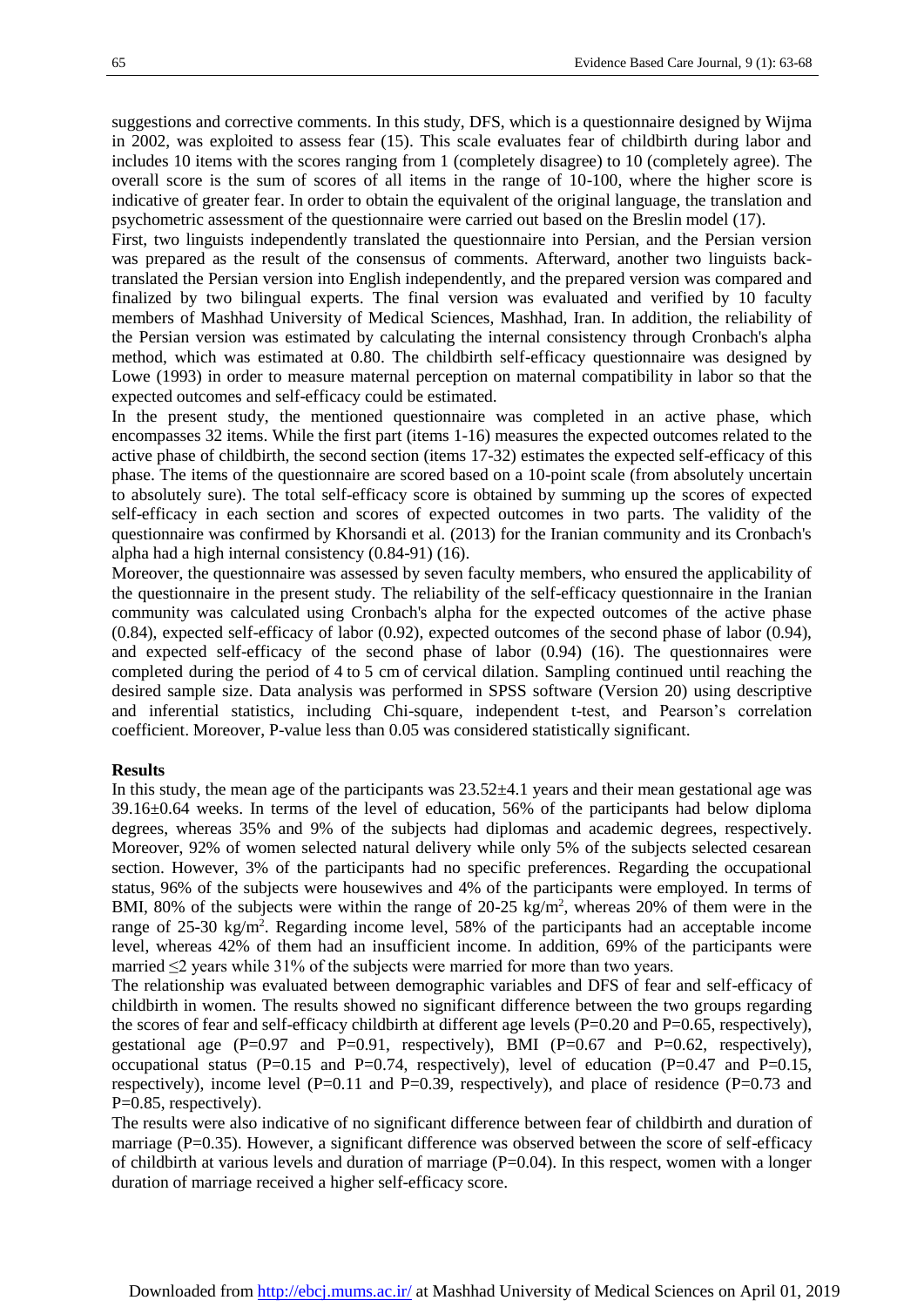suggestions and corrective comments. In this study, DFS, which is a questionnaire designed by Wijma in 2002, was exploited to assess fear (15). This scale evaluates fear of childbirth during labor and includes 10 items with the scores ranging from 1 (completely disagree) to 10 (completely agree). The overall score is the sum of scores of all items in the range of 10-100, where the higher score is indicative of greater fear. In order to obtain the equivalent of the original language, the translation and psychometric assessment of the questionnaire were carried out based on the Breslin model (17).

First, two linguists independently translated the questionnaire into Persian, and the Persian version was prepared as the result of the consensus of comments. Afterward, another two linguists back-translated the Persian version into English independently, and the prepared version was compared and finalized by two bilingual experts. The final version was evaluated and verified by 10 faculty members of Mashhad University of Medical Sciences, Mashhad, Iran. In addition, the reliability of the Persian version was estimated by calculating the internal consistency through Cronbach's alpha method, which was estimated at 0.80. The childbirth self-efficacy questionnaire was designed by Lowe (1993) in order to measure maternal perception on maternal compatibility in labor so that the expected outcomes and self-efficacy could be estimated.

In the present study, the mentioned questionnaire was completed in an active phase, which encompasses 32 items. While the first part (items 1-16) measures the expected outcomes related to the active phase of childbirth, the second section (items 17-32) estimates the expected self-efficacy of this phase. The items of the questionnaire are scored based on a 10-point scale (from absolutely uncertain to absolutely sure). The total self-efficacy score is obtained by summing up the scores of expected self-efficacy in each section and scores of expected outcomes in two parts. The validity of the questionnaire was confirmed by Khorsandi et al. (2013) for the Iranian community and its Cronbach's alpha had a high internal consistency (0.84-91) (16).

Moreover, the questionnaire was assessed by seven faculty members, who ensured the applicability of the questionnaire in the present study. The reliability of the self-efficacy questionnaire in the Iranian community was calculated using Cronbach's alpha for the expected outcomes of the active phase (0.84), expected self-efficacy of labor (0.92), expected outcomes of the second phase of labor (0.94), and expected self-efficacy of the second phase of labor (0.94) (16). The questionnaires were completed during the period of 4 to 5 cm of cervical dilation. Sampling continued until reaching the desired sample size. Data analysis was performed in SPSS software (Version 20) using descriptive and inferential statistics, including Chi-square, independent t-test, and Pearson's correlation coefficient. Moreover, P-value less than 0.05 was considered statistically significant.

**Results**

In this study, the mean age of the participants was 23.52±4.1 years and their mean gestational age was 39.16±0.64 weeks. In terms of the level of education, 56% of the participants had below diploma degrees, whereas 35% and 9% of the subjects had diplomas and academic degrees, respectively. Moreover, 92% of women selected natural delivery while only 5% of the subjects selected cesarean section. However, 3% of the participants had no specific preferences. Regarding the occupational status, 96% of the subjects were housewives and 4% of the participants were employed. In terms of BMI, 80% of the subjects were within the range of 20-25 kg/$m^2$, whereas 20% of them were in the range of 25-30 kg/$m^2$. Regarding income level, 58% of the participants had an acceptable income level, whereas 42% of them had an insufficient income. In addition, 69% of the participants were married ≤2 years while 31% of the subjects were married for more than two years.

The relationship was evaluated between demographic variables and DFS of fear and self-efficacy of childbirth in women. The results showed no significant difference between the two groups regarding the scores of fear and self-efficacy childbirth at different age levels (P=0.20 and P=0.65, respectively), gestational age (P=0.97 and P=0.91, respectively), BMI (P=0.67 and P=0.62, respectively), occupational status (P=0.15 and P=0.74, respectively), level of education (P=0.47 and P=0.15, respectively), income level (P=0.11 and P=0.39, respectively), and place of residence (P=0.73 and P=0.85, respectively).

The results were also indicative of no significant difference between fear of childbirth and duration of marriage (P=0.35). However, a significant difference was observed between the score of self-efficacy of childbirth at various levels and duration of marriage (P=0.04). In this respect, women with a longer duration of marriage received a higher self-efficacy score.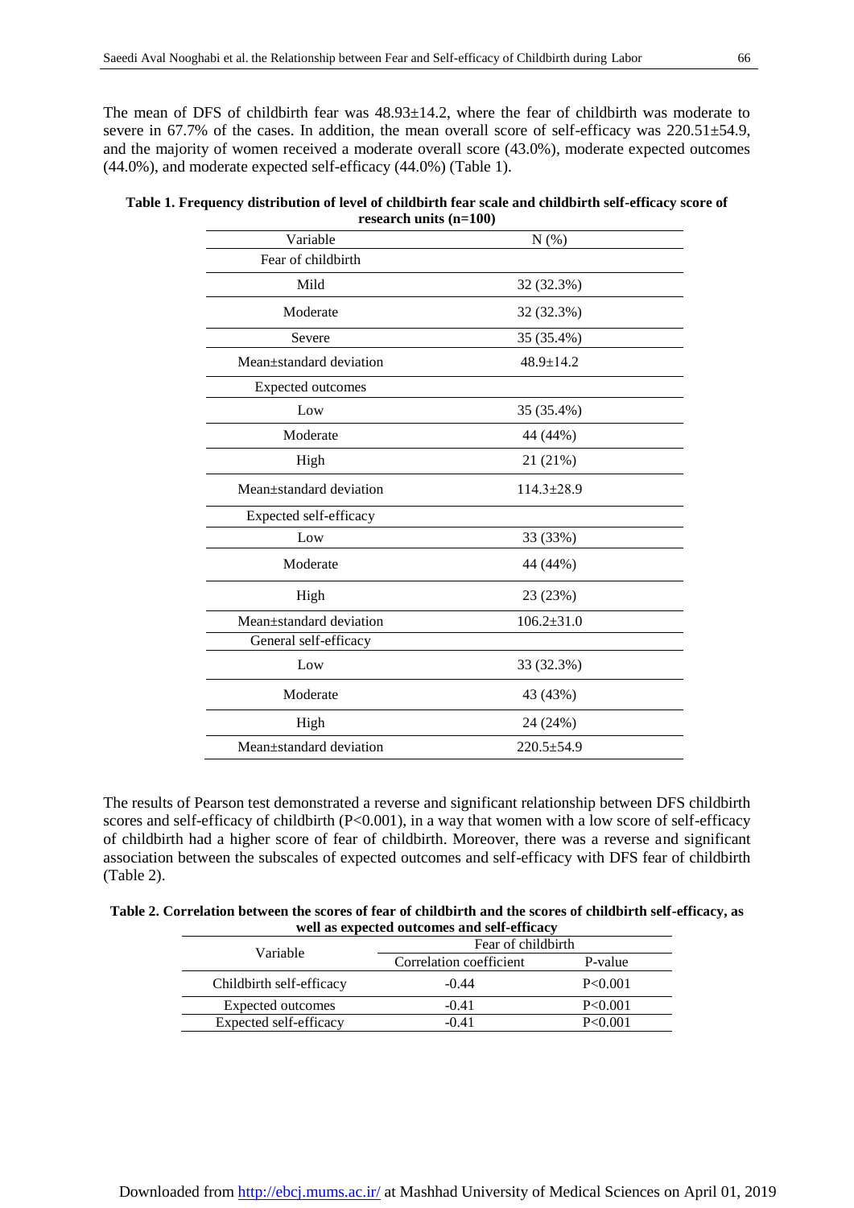The mean of DFS of childbirth fear was 48.93±14.2, where the fear of childbirth was moderate to severe in 67.7% of the cases. In addition, the mean overall score of self-efficacy was 220.51±54.9, and the majority of women received a moderate overall score (43.0%), moderate expected outcomes (44.0%), and moderate expected self-efficacy (44.0%) (Table 1).

**Table 1. Frequency distribution of level of childbirth fear scale and childbirth self-efficacy score of research units (n=100)**

| Variable | N (%) |
|---|---|
| Fear of childbirth | |
| Mild | 32 (32.3%) |
| Moderate | 32 (32.3%) |
| Severe | 35 (35.4%) |
| Mean±standard deviation | 48.9±14.2 |
| Expected outcomes | |
| Low | 35 (35.4%) |
| Moderate | 44 (44%) |
| High | 21 (21%) |
| Mean±standard deviation | 114.3±28.9 |
| Expected self-efficacy | |
| Low | 33 (33%) |
| Moderate | 44 (44%) |
| High | 23 (23%) |
| Mean±standard deviation | 106.2±31.0 |
| General self-efficacy | |
| Low | 33 (32.3%) |
| Moderate | 43 (43%) |
| High | 24 (24%) |
| Mean±standard deviation | 220.5±54.9 |

The results of Pearson test demonstrated a reverse and significant relationship between DFS childbirth scores and self-efficacy of childbirth (P<0.001), in a way that women with a low score of self-efficacy of childbirth had a higher score of fear of childbirth. Moreover, there was a reverse and significant association between the subscales of expected outcomes and self-efficacy with DFS fear of childbirth (Table 2).

**Table 2. Correlation between the scores of fear of childbirth and the scores of childbirth self-efficacy, as well as expected outcomes and self-efficacy**

| Variable | Fear of childbirth | |
|---|---|---|
| | Correlation coefficient | P-value |
| Childbirth self-efficacy | -0.44 | P<0.001 |
| Expected outcomes | -0.41 | P<0.001 |
| Expected self-efficacy | -0.41 | P<0.001 |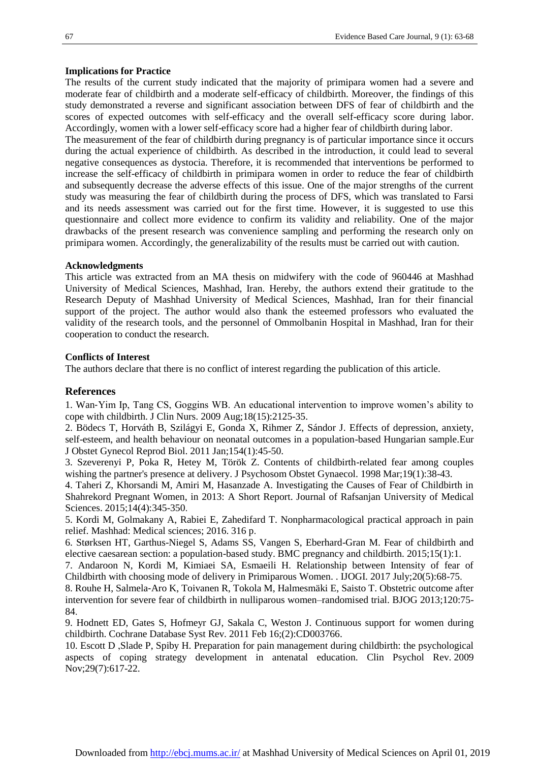**Implications for Practice**

The results of the current study indicated that the majority of primipara women had a severe and moderate fear of childbirth and a moderate self-efficacy of childbirth. Moreover, the findings of this study demonstrated a reverse and significant association between DFS of fear of childbirth and the scores of expected outcomes with self-efficacy and the overall self-efficacy score during labor. Accordingly, women with a lower self-efficacy score had a higher fear of childbirth during labor.

The measurement of the fear of childbirth during pregnancy is of particular importance since it occurs during the actual experience of childbirth. As described in the introduction, it could lead to several negative consequences as dystocia. Therefore, it is recommended that interventions be performed to increase the self-efficacy of childbirth in primipara women in order to reduce the fear of childbirth and subsequently decrease the adverse effects of this issue. One of the major strengths of the current study was measuring the fear of childbirth during the process of DFS, which was translated to Farsi and its needs assessment was carried out for the first time. However, it is suggested to use this questionnaire and collect more evidence to confirm its validity and reliability. One of the major drawbacks of the present research was convenience sampling and performing the research only on primipara women. Accordingly, the generalizability of the results must be carried out with caution.

**Acknowledgments**

This article was extracted from an MA thesis on midwifery with the code of 960446 at Mashhad University of Medical Sciences, Mashhad, Iran. Hereby, the authors extend their gratitude to the Research Deputy of Mashhad University of Medical Sciences, Mashhad, Iran for their financial support of the project. The author would also thank the esteemed professors who evaluated the validity of the research tools, and the personnel of Ommolbanin Hospital in Mashhad, Iran for their cooperation to conduct the research.

**Conflicts of Interest**

The authors declare that there is no conflict of interest regarding the publication of this article.

## References

1. Wan-Yim Ip, Tang CS, Goggins WB. An educational intervention to improve women's ability to cope with childbirth. J Clin Nurs. 2009 Aug;18(15):2125-35.
2. Bödecs T, Horváth B, Szilágyi E, Gonda X, Rihmer Z, Sándor J. Effects of depression, anxiety, self-esteem, and health behaviour on neonatal outcomes in a population-based Hungarian sample.Eur J Obstet Gynecol Reprod Biol. 2011 Jan;154(1):45-50.
3. Szeverenyi P, Poka R, Hetey M, Török Z. Contents of childbirth-related fear among couples wishing the partner's presence at delivery. J Psychosom Obstet Gynaecol. 1998 Mar;19(1):38-43.
4. Taheri Z, Khorsandi M, Amiri M, Hasanzade A. Investigating the Causes of Fear of Childbirth in Shahrekord Pregnant Women, in 2013: A Short Report. Journal of Rafsanjan University of Medical Sciences. 2015;14(4):345-350.
5. Kordi M, Golmakany A, Rabiei E, Zahedifard T. Nonpharmacological practical approach in pain relief. Mashhad: Medical sciences; 2016. 316 p.
6. Størksen HT, Garthus-Niegel S, Adams SS, Vangen S, Eberhard-Gran M. Fear of childbirth and elective caesarean section: a population-based study. BMC pregnancy and childbirth. 2015;15(1):1.
7. Andaroon N, Kordi M, Kimiaei SA, Esmaeili H. Relationship between Intensity of fear of Childbirth with choosing mode of delivery in Primiparous Women. . IJOGI. 2017 July;20(5):68-75.
8. Rouhe H, Salmela-Aro K, Toivanen R, Tokola M, Halmesmäki E, Saisto T. Obstetric outcome after intervention for severe fear of childbirth in nulliparous women–randomised trial. BJOG 2013;120:75-84.
9. Hodnett ED, Gates S, Hofmeyr GJ, Sakala C, Weston J. Continuous support for women during childbirth. Cochrane Database Syst Rev. 2011 Feb 16;(2):CD003766.
10. Escott D ,Slade P, Spiby H. Preparation for pain management during childbirth: the psychological aspects of coping strategy development in antenatal education. Clin Psychol Rev. 2009 Nov;29(7):617-22.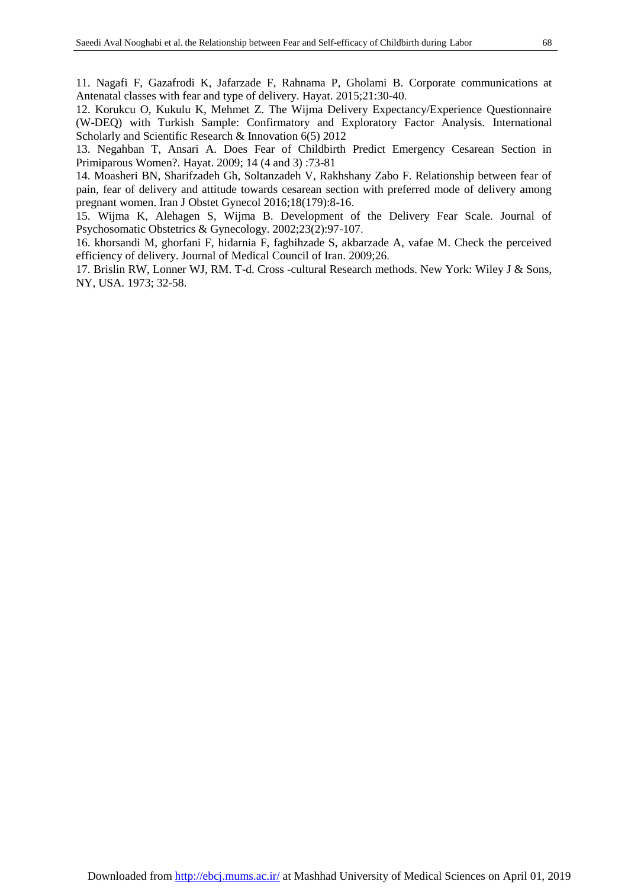11. Nagafi F, Gazafrodi K, Jafarzade F, Rahnama P, Gholami B. Corporate communications at Antenatal classes with fear and type of delivery. Hayat. 2015;21:30-40.

12. Korukcu O, Kukulu K, Mehmet Z. The Wijma Delivery Expectancy/Experience Questionnaire (W-DEQ) with Turkish Sample: Confirmatory and Exploratory Factor Analysis. International Scholarly and Scientific Research & Innovation 6(5) 2012

13. Negahban T, Ansari A. Does Fear of Childbirth Predict Emergency Cesarean Section in Primiparous Women?. Hayat. 2009; 14 (4 and 3) :73-81

14. Moasheri BN, Sharifzadeh Gh, Soltanzadeh V, Rakhshany Zabo F. Relationship between fear of pain, fear of delivery and attitude towards cesarean section with preferred mode of delivery among pregnant women. Iran J Obstet Gynecol 2016;18(179):8-16.

15. Wijma K, Alehagen S, Wijma B. Development of the Delivery Fear Scale. Journal of Psychosomatic Obstetrics & Gynecology. 2002;23(2):97-107.

16. khorsandi M, ghorfani F, hidarnia F, faghihzade S, akbarzade A, vafae M. Check the perceived efficiency of delivery. Journal of Medical Council of Iran. 2009;26.

17. Brislin RW, Lonner WJ, RM. T-d. Cross -cultural Research methods. New York: Wiley J & Sons, NY, USA. 1973; 32-58.